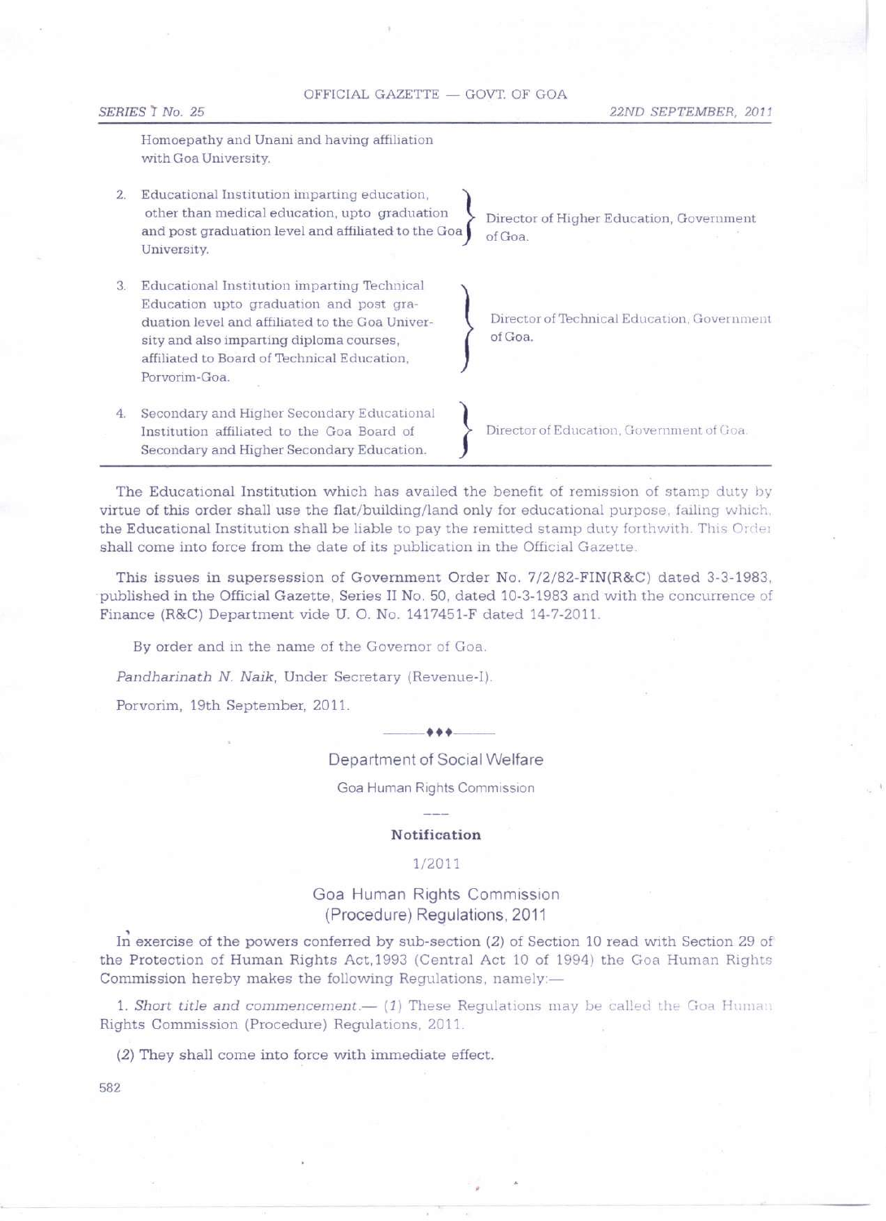| | | |
|---|---|---|
| | Homoepathy and Unani and having affiliation with Goa University. | |
| 2. | Educational Institution imparting education, other than medical education, upto graduation and post graduation level and affiliated to the Goa University. | Director of Higher Education, Government of Goa. |
| 3. | Educational Institution imparting Technical Education upto graduation and post graduation level and affiliated to the Goa University and also imparting diploma courses, affiliated to Board of Technical Education, Porvorim-Goa. | Director of Technical Education, Government of Goa. |
| 4. | Secondary and Higher Secondary Educational Institution affiliated to the Goa Board of Secondary and Higher Secondary Education. | Director of Education, Government of Goa. |

The Educational Institution which has availed the benefit of remission of stamp duty by virtue of this order shall use the flat/building/land only for educational purpose, failing which, the Educational Institution shall be liable to pay the remitted stamp duty forthwith. This Order shall come into force from the date of its publication in the Official Gazette.

This issues in supersession of Government Order No. 7/2/82-FIN(R&C) dated 3-3-1983, published in the Official Gazette, Series II No. 50, dated 10-3-1983 and with the concurrence of Finance (R&C) Department vide U. O. No. 1417451-F dated 14-7-2011.

By order and in the name of the Governor of Goa.

*Pandharinath N. Naik*, Under Secretary (Revenue-I).

Porvorim, 19th September, 2011.

---

## Department of Social Welfare

### Goa Human Rights Commission

**Notification**

1/2011

### Goa Human Rights Commission (Procedure) Regulations, 2011

In exercise of the powers conferred by sub-section (*2*) of Section 10 read with Section 29 of the Protection of Human Rights Act,1993 (Central Act 10 of 1994) the Goa Human Rights Commission hereby makes the following Regulations, namely:—

1. *Short title and commencement*.— (*1*) These Regulations may be called the Goa Human Rights Commission (Procedure) Regulations, 2011.

(*2*) They shall come into force with immediate effect.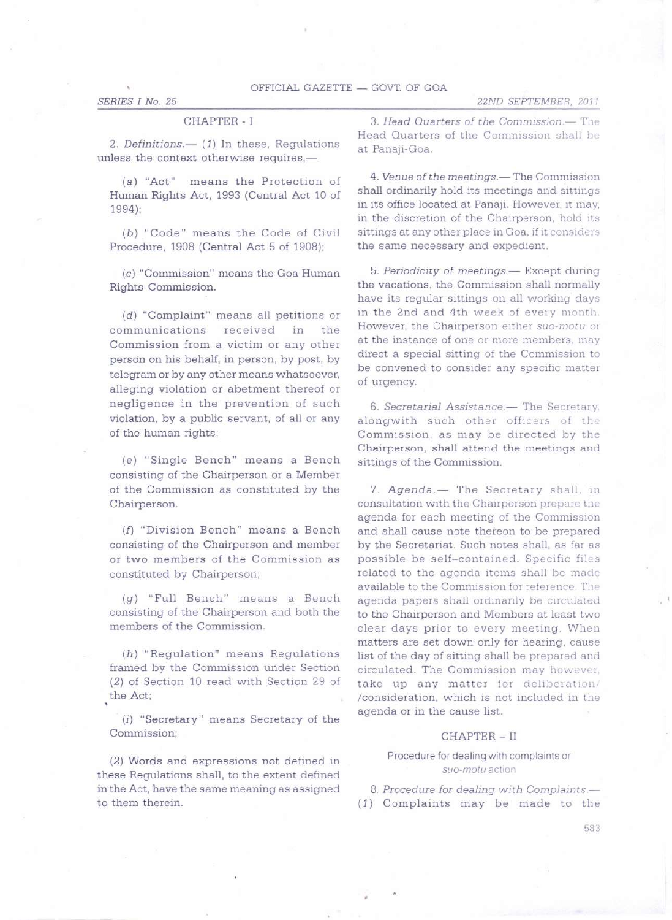## CHAPTER - I

2. *Definitions.*— (*1*) In these, Regulations unless the context otherwise requires,—

(*a*) "Act" means the Protection of Human Rights Act, 1993 (Central Act 10 of 1994);

(*b*) "Code" means the Code of Civil Procedure, 1908 (Central Act 5 of 1908);

(*c*) "Commission" means the Goa Human Rights Commission.

(*d*) "Complaint" means all petitions or communications received in the Commission from a victim or any other person on his behalf, in person, by post, by telegram or by any other means whatsoever, alleging violation or abetment thereof or negligence in the prevention of such violation, by a public servant, of all or any of the human rights;

(*e*) "Single Bench" means a Bench consisting of the Chairperson or a Member of the Commission as constituted by the Chairperson.

(*f*) "Division Bench" means a Bench consisting of the Chairperson and member or two members of the Commission as constituted by Chairperson;

(*g*) "Full Bench" means a Bench consisting of the Chairperson and both the members of the Commission.

(*h*) "Regulation" means Regulations framed by the Commission under Section (*2*) of Section 10 read with Section 29 of the Act;

(*i*) "Secretary" means Secretary of the Commission;

(*2*) Words and expressions not defined in these Regulations shall, to the extent defined in the Act, have the same meaning as assigned to them therein.

3. *Head Quarters of the Commission.*— The Head Quarters of the Commission shall be at Panaji-Goa.

4. *Venue of the meetings.*— The Commission shall ordinarily hold its meetings and sittings in its office located at Panaji. However, it may, in the discretion of the Chairperson, hold its sittings at any other place in Goa, if it considers the same necessary and expedient.

5. *Periodicity of meetings.*— Except during the vacations, the Commission shall normally have its regular sittings on all working days in the 2nd and 4th week of every month. However, the Chairperson either *suo-motu* or at the instance of one or more members, may direct a special sitting of the Commission to be convened to consider any specific matter of urgency.

6. *Secretarial Assistance.*— The Secretary, alongwith such other officers of the Commission, as may be directed by the Chairperson, shall attend the meetings and sittings of the Commission.

7. *Agenda.*— The Secretary shall, in consultation with the Chairperson prepare the agenda for each meeting of the Commission and shall cause note thereon to be prepared by the Secretariat. Such notes shall, as far as possible be self-contained. Specific files related to the agenda items shall be made available to the Commission for reference. The agenda papers shall ordinarily be circulated to the Chairperson and Members at least two clear days prior to every meeting. When matters are set down only for hearing, cause list of the day of sitting shall be prepared and circulated. The Commission may however, take up any matter for deliberation/ /consideration, which is not included in the agenda or in the cause list.

## CHAPTER – II

### Procedure for dealing with complaints or *suo-motu* action

8. *Procedure for dealing with Complaints.*— (*1*) Complaints may be made to the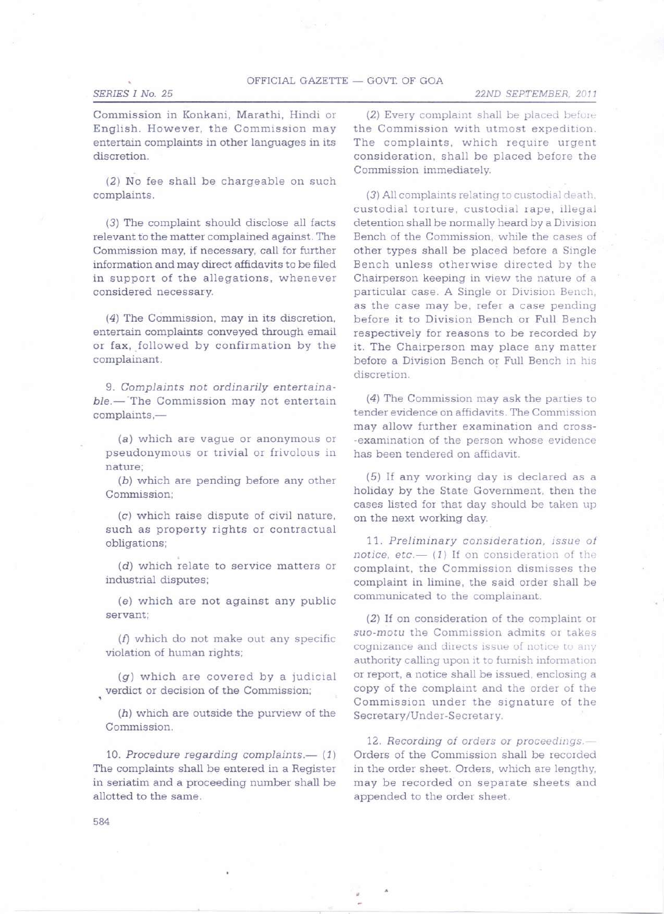Commission in Konkani, Marathi, Hindi or English. However, the Commission may entertain complaints in other languages in its discretion.

(2) No fee shall be chargeable on such complaints.

(3) The complaint should disclose all facts relevant to the matter complained against. The Commission may, if necessary, call for further information and may direct affidavits to be filed in support of the allegations, whenever considered necessary.

(4) The Commission, may in its discretion, entertain complaints conveyed through email or fax, followed by confirmation by the complainant.

9. *Complaints not ordinarily entertainable.*— The Commission may not entertain complaints,—

(a) which are vague or anonymous or pseudonymous or trivial or frivolous in nature;

(b) which are pending before any other Commission;

(c) which raise dispute of civil nature, such as property rights or contractual obligations;

(d) which relate to service matters or industrial disputes;

(e) which are not against any public servant;

(f) which do not make out any specific violation of human rights;

(g) which are covered by a judicial verdict or decision of the Commission;

(h) which are outside the purview of the Commission.

10. *Procedure regarding complaints.*— (1) The complaints shall be entered in a Register in seriatim and a proceeding number shall be allotted to the same.

(2) Every complaint shall be placed before the Commission with utmost expedition. The complaints, which require urgent consideration, shall be placed before the Commission immediately.

(3) All complaints relating to custodial death, custodial torture, custodial rape, illegal detention shall be normally heard by a Division Bench of the Commission, while the cases of other types shall be placed before a Single Bench unless otherwise directed by the Chairperson keeping in view the nature of a particular case. A Single or Division Bench, as the case may be, refer a case pending before it to Division Bench or Full Bench respectively for reasons to be recorded by it. The Chairperson may place any matter before a Division Bench or Full Bench in his discretion.

(4) The Commission may ask the parties to tender evidence on affidavits. The Commission may allow further examination and cross-examination of the person whose evidence has been tendered on affidavit.

(5) If any working day is declared as a holiday by the State Government, then the cases listed for that day should be taken up on the next working day.

11. *Preliminary consideration, issue of notice, etc.*— (1) If on consideration of the complaint, the Commission dismisses the complaint in limine, the said order shall be communicated to the complainant.

(2) If on consideration of the complaint or *suo-motu* the Commission admits or takes cognizance and directs issue of notice to any authority calling upon it to furnish information or report, a notice shall be issued, enclosing a copy of the complaint and the order of the Commission under the signature of the Secretary/Under-Secretary.

12. *Recording of orders or proceedings.*— Orders of the Commission shall be recorded in the order sheet. Orders, which are lengthy, may be recorded on separate sheets and appended to the order sheet.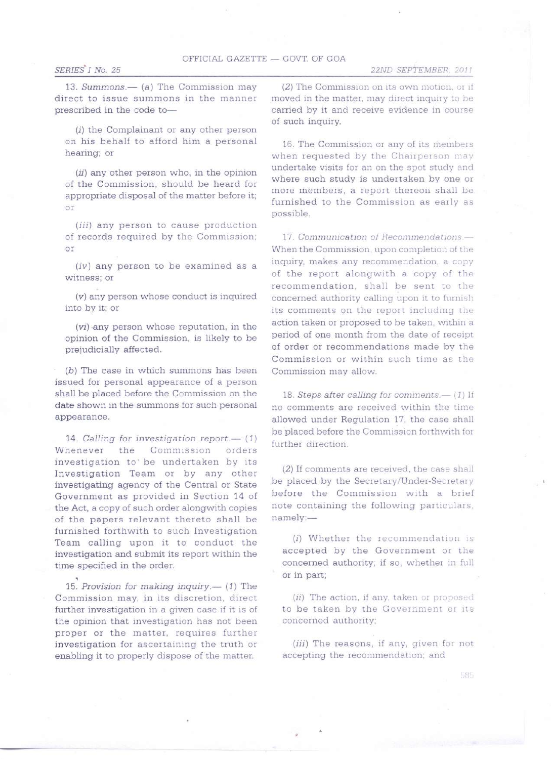13. *Summons*.— (*a*) The Commission may direct to issue summons in the manner prescribed in the code to—

(*i*) the Complainant or any other person on his behalf to afford him a personal hearing; or

(*ii*) any other person who, in the opinion of the Commission, should be heard for appropriate disposal of the matter before it; or

(*iii*) any person to cause production of records required by the Commission; or

(*iv*) any person to be examined as a witness; or

(*v*) any person whose conduct is inquired into by it; or

(*vi*) any person whose reputation, in the opinion of the Commission, is likely to be prejudicially affected.

(*b*) The case in which summons has been issued for personal appearance of a person shall be placed before the Commission on the date shown in the summons for such personal appearance.

14. *Calling for investigation report*.— (*1*) Whenever the Commission orders investigation to be undertaken by its Investigation Team or by any other investigating agency of the Central or State Government as provided in Section 14 of the Act, a copy of such order alongwith copies of the papers relevant thereto shall be furnished forthwith to such Investigation Team calling upon it to conduct the investigation and submit its report within the time specified in the order.

15. *Provision for making inquiry*.— (*1*) The Commission may, in its discretion, direct further investigation in a given case if it is of the opinion that investigation has not been proper or the matter, requires further investigation for ascertaining the truth or enabling it to properly dispose of the matter.

(*2*) The Commission on its own motion, or if moved in the matter, may direct inquiry to be carried by it and receive evidence in course of such inquiry.

16. The Commission or any of its members when requested by the Chairperson may undertake visits for an on the spot study and where such study is undertaken by one or more members, a report thereon shall be furnished to the Commission as early as possible.

17. *Communication of Recommendations*.— When the Commission, upon completion of the inquiry, makes any recommendation, a copy of the report alongwith a copy of the recommendation, shall be sent to the concerned authority calling upon it to furnish its comments on the report including the action taken or proposed to be taken, within a period of one month from the date of receipt of order or recommendations made by the Commission or within such time as the Commission may allow.

18. *Steps after calling for comments*.— (*1*) If no comments are received within the time allowed under Regulation 17, the case shall be placed before the Commission forthwith for further direction.

(*2*) If comments are received, the case shall be placed by the Secretary/Under-Secretary before the Commission with a brief note containing the following particulars, namely:—

(*i*) Whether the recommendation is accepted by the Government or the concerned authority; if so, whether in full or in part;

(*ii*) The action, if any, taken or proposed to be taken by the Government or its concerned authority;

(*iii*) The reasons, if any, given for not accepting the recommendation; and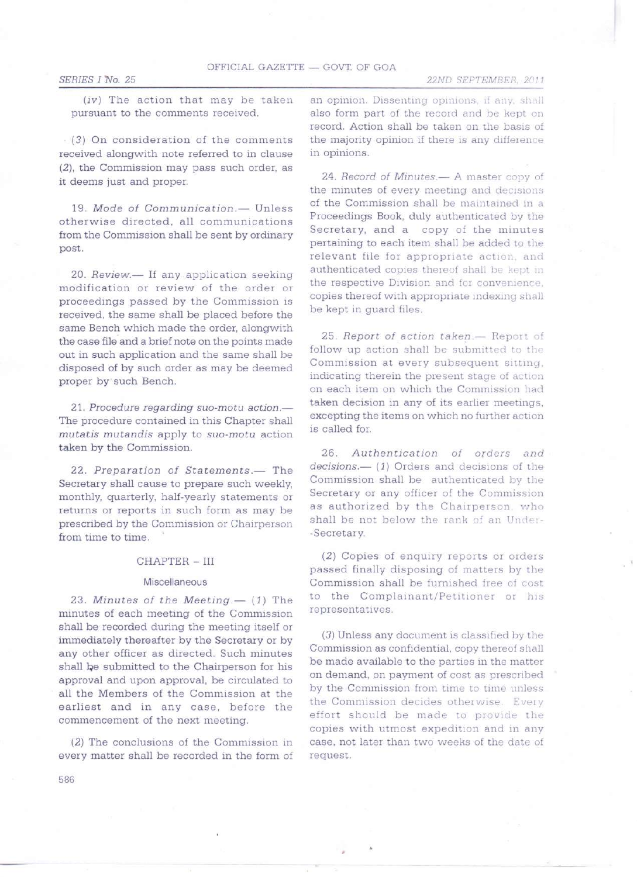(*iv*) The action that may be taken pursuant to the comments received.

(*3*) On consideration of the comments received alongwith note referred to in clause (*2*), the Commission may pass such order, as it deems just and proper.

19. *Mode of Communication*.— Unless otherwise directed, all communications from the Commission shall be sent by ordinary post.

20. *Review*.— If any application seeking modification or review of the order or proceedings passed by the Commission is received, the same shall be placed before the same Bench which made the order, alongwith the case file and a brief note on the points made out in such application and the same shall be disposed of by such order as may be deemed proper by such Bench.

21. *Procedure regarding suo-motu action*.— The procedure contained in this Chapter shall *mutatis mutandis* apply to *suo-motu* action taken by the Commission.

22. *Preparation of Statements*.— The Secretary shall cause to prepare such weekly, monthly, quarterly, half-yearly statements or returns or reports in such form as may be prescribed by the Commission or Chairperson from time to time.

## CHAPTER – III

### Miscellaneous

23. *Minutes of the Meeting*.— (*1*) The minutes of each meeting of the Commission shall be recorded during the meeting itself or immediately thereafter by the Secretary or by any other officer as directed. Such minutes shall be submitted to the Chairperson for his approval and upon approval, be circulated to all the Members of the Commission at the earliest and in any case, before the commencement of the next meeting.

(*2*) The conclusions of the Commission in every matter shall be recorded in the form of an opinion. Dissenting opinions, if any, shall also form part of the record and be kept on record. Action shall be taken on the basis of the majority opinion if there is any difference in opinions.

24. *Record of Minutes*.— A master copy of the minutes of every meeting and decisions of the Commission shall be maintained in a Proceedings Book, duly authenticated by the Secretary, and a copy of the minutes pertaining to each item shall be added to the relevant file for appropriate action, and authenticated copies thereof shall be kept in the respective Division and for convenience, copies thereof with appropriate indexing shall be kept in guard files.

25. *Report of action taken*.— Report of follow up action shall be submitted to the Commission at every subsequent sitting, indicating therein the present stage of action on each item on which the Commission had taken decision in any of its earlier meetings, excepting the items on which no further action is called for.

26. *Authentication of orders and decisions*.— (*1*) Orders and decisions of the Commission shall be authenticated by the Secretary or any officer of the Commission as authorized by the Chairperson, who shall be not below the rank of an Under-Secretary.

(*2*) Copies of enquiry reports or orders passed finally disposing of matters by the Commission shall be furnished free of cost to the Complainant/Petitioner or his representatives.

(*3*) Unless any document is classified by the Commission as confidential, copy thereof shall be made available to the parties in the matter on demand, on payment of cost as prescribed by the Commission from time to time unless the Commission decides otherwise. Every effort should be made to provide the copies with utmost expedition and in any case, not later than two weeks of the date of request.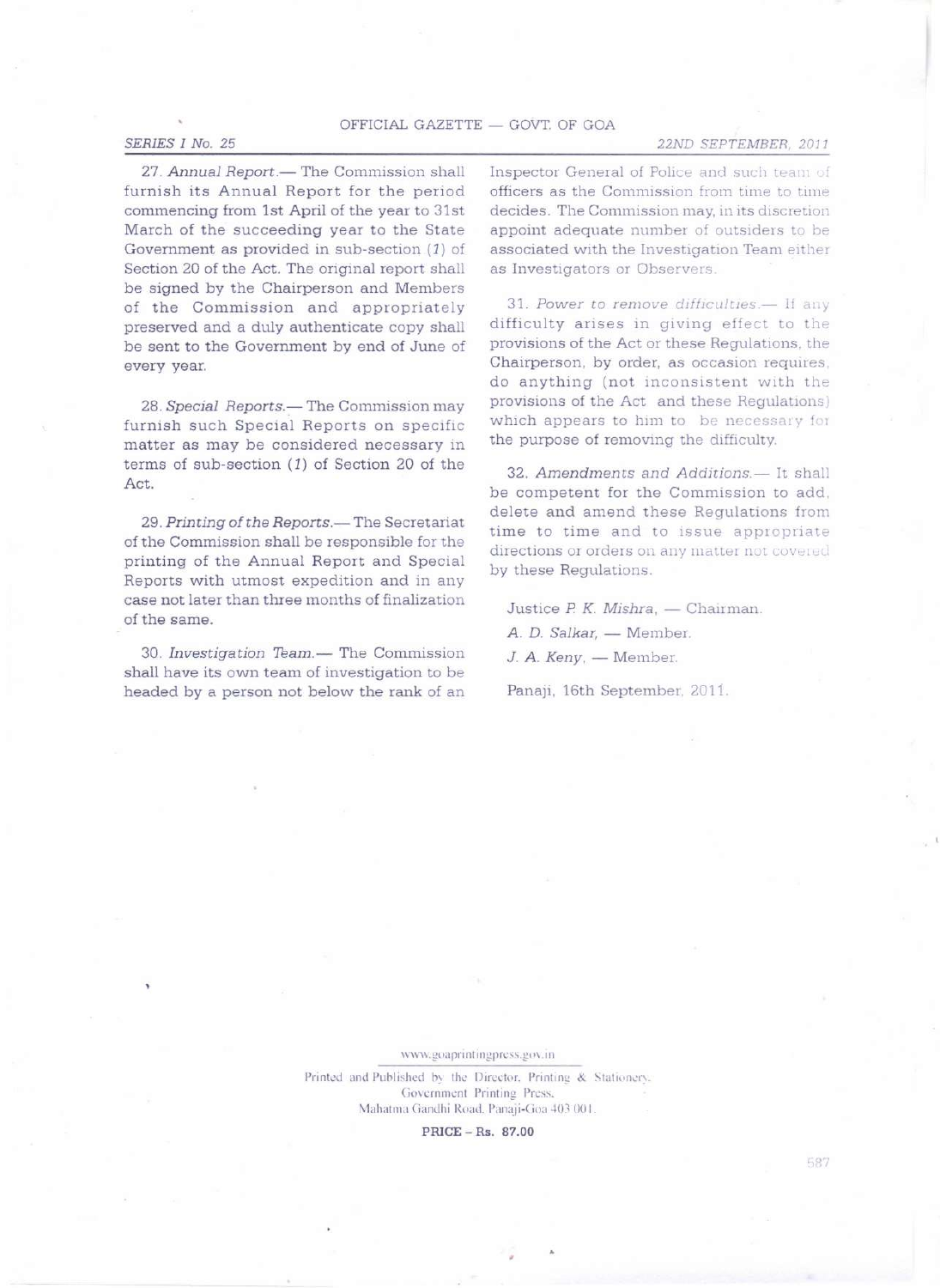27. *Annual Report*.— The Commission shall furnish its Annual Report for the period commencing from 1st April of the year to 31st March of the succeeding year to the State Government as provided in sub-section (*1*) of Section 20 of the Act. The original report shall be signed by the Chairperson and Members of the Commission and appropriately preserved and a duly authenticate copy shall be sent to the Government by end of June of every year.

28. *Special Reports*.— The Commission may furnish such Special Reports on specific matter as may be considered necessary in terms of sub-section (*1*) of Section 20 of the Act.

29. *Printing of the Reports*.— The Secretariat of the Commission shall be responsible for the printing of the Annual Report and Special Reports with utmost expedition and in any case not later than three months of finalization of the same.

30. *Investigation Team*.— The Commission shall have its own team of investigation to be headed by a person not below the rank of an Inspector General of Police and such team of officers as the Commission from time to time decides. The Commission may, in its discretion appoint adequate number of outsiders to be associated with the Investigation Team either as Investigators or Observers.

31. *Power to remove difficulties*.— If any difficulty arises in giving effect to the provisions of the Act or these Regulations, the Chairperson, by order, as occasion requires, do anything (not inconsistent with the provisions of the Act and these Regulations) which appears to him to be necessary for the purpose of removing the difficulty.

32. *Amendments and Additions*.— It shall be competent for the Commission to add, delete and amend these Regulations from time to time and to issue appropriate directions or orders on any matter not covered by these Regulations.

Justice *P. K. Mishra*, — Chairman.

*A. D. Salkar*, — Member.

*J. A. Keny*, — Member.

Panaji, 16th September, 2011.

www.goaprintingpress.gov.in

Printed and Published by the Director, Printing & Stationery, Government Printing Press, Mahatma Gandhi Road, Panaji-Goa 403 001.

**PRICE – Rs. 87.00**